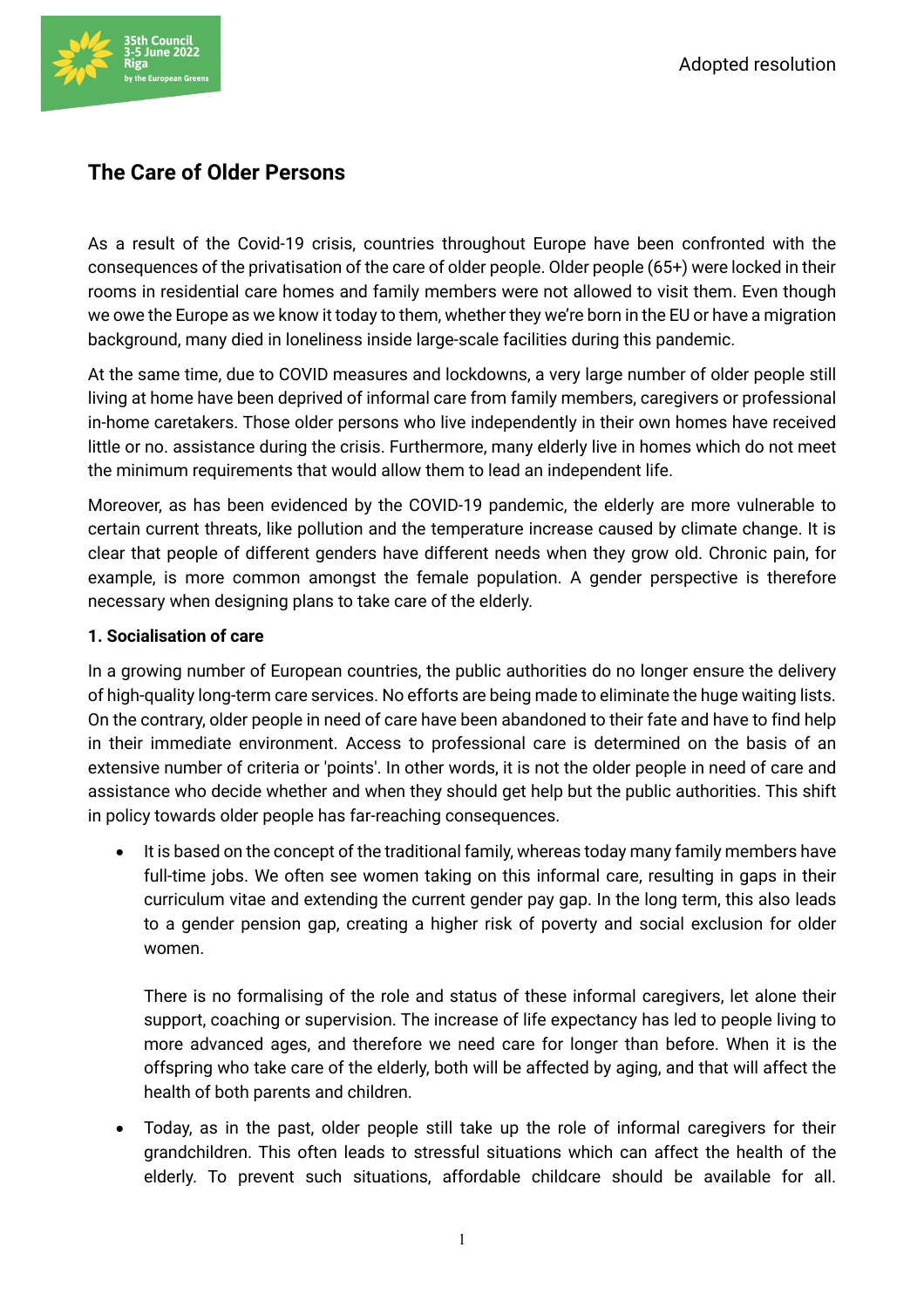Adopted resolution

# The Care of Older Persons

As a result of the Covid-19 crisis, countries throughout Europe have been confronted with the consequences of the privatisation of the care of older people. Older people (65+) were locked in their rooms in residential care homes and family members were not allowed to visit them. Even though we owe the Europe as we know it today to them, whether they we're born in the EU or have a migration background, many died in loneliness inside large-scale facilities during this pandemic.

At the same time, due to COVID measures and lockdowns, a very large number of older people still living at home have been deprived of informal care from family members, caregivers or professional in-home caretakers. Those older persons who live independently in their own homes have received little or no. assistance during the crisis. Furthermore, many elderly live in homes which do not meet the minimum requirements that would allow them to lead an independent life.

Moreover, as has been evidenced by the COVID-19 pandemic, the elderly are more vulnerable to certain current threats, like pollution and the temperature increase caused by climate change. It is clear that people of different genders have different needs when they grow old. Chronic pain, for example, is more common amongst the female population. A gender perspective is therefore necessary when designing plans to take care of the elderly.

**1. Socialisation of care**

In a growing number of European countries, the public authorities do no longer ensure the delivery of high-quality long-term care services. No efforts are being made to eliminate the huge waiting lists. On the contrary, older people in need of care have been abandoned to their fate and have to find help in their immediate environment. Access to professional care is determined on the basis of an extensive number of criteria or 'points'. In other words, it is not the older people in need of care and assistance who decide whether and when they should get help but the public authorities. This shift in policy towards older people has far-reaching consequences.

- It is based on the concept of the traditional family, whereas today many family members have full-time jobs. We often see women taking on this informal care, resulting in gaps in their curriculum vitae and extending the current gender pay gap. In the long term, this also leads to a gender pension gap, creating a higher risk of poverty and social exclusion for older women.

  There is no formalising of the role and status of these informal caregivers, let alone their support, coaching or supervision. The increase of life expectancy has led to people living to more advanced ages, and therefore we need care for longer than before. When it is the offspring who take care of the elderly, both will be affected by aging, and that will affect the health of both parents and children.

- Today, as in the past, older people still take up the role of informal caregivers for their grandchildren. This often leads to stressful situations which can affect the health of the elderly. To prevent such situations, affordable childcare should be available for all.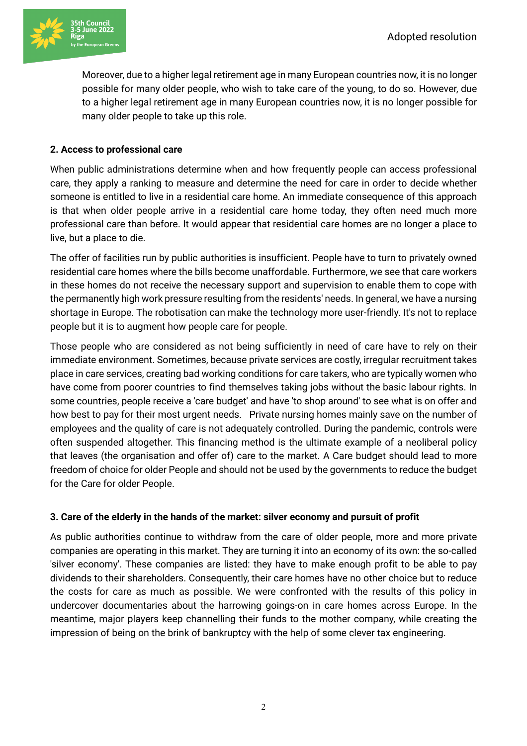Moreover, due to a higher legal retirement age in many European countries now, it is no longer possible for many older people, who wish to take care of the young, to do so. However, due to a higher legal retirement age in many European countries now, it is no longer possible for many older people to take up this role.

## 2. Access to professional care

When public administrations determine when and how frequently people can access professional care, they apply a ranking to measure and determine the need for care in order to decide whether someone is entitled to live in a residential care home. An immediate consequence of this approach is that when older people arrive in a residential care home today, they often need much more professional care than before. It would appear that residential care homes are no longer a place to live, but a place to die.

The offer of facilities run by public authorities is insufficient. People have to turn to privately owned residential care homes where the bills become unaffordable. Furthermore, we see that care workers in these homes do not receive the necessary support and supervision to enable them to cope with the permanently high work pressure resulting from the residents' needs. In general, we have a nursing shortage in Europe. The robotisation can make the technology more user-friendly. It's not to replace people but it is to augment how people care for people.

Those people who are considered as not being sufficiently in need of care have to rely on their immediate environment. Sometimes, because private services are costly, irregular recruitment takes place in care services, creating bad working conditions for care takers, who are typically women who have come from poorer countries to find themselves taking jobs without the basic labour rights. In some countries, people receive a 'care budget' and have 'to shop around' to see what is on offer and how best to pay for their most urgent needs. Private nursing homes mainly save on the number of employees and the quality of care is not adequately controlled. During the pandemic, controls were often suspended altogether. This financing method is the ultimate example of a neoliberal policy that leaves (the organisation and offer of) care to the market. A Care budget should lead to more freedom of choice for older People and should not be used by the governments to reduce the budget for the Care for older People.

## 3. Care of the elderly in the hands of the market: silver economy and pursuit of profit

As public authorities continue to withdraw from the care of older people, more and more private companies are operating in this market. They are turning it into an economy of its own: the so-called 'silver economy'. These companies are listed: they have to make enough profit to be able to pay dividends to their shareholders. Consequently, their care homes have no other choice but to reduce the costs for care as much as possible. We were confronted with the results of this policy in undercover documentaries about the harrowing goings-on in care homes across Europe. In the meantime, major players keep channelling their funds to the mother company, while creating the impression of being on the brink of bankruptcy with the help of some clever tax engineering.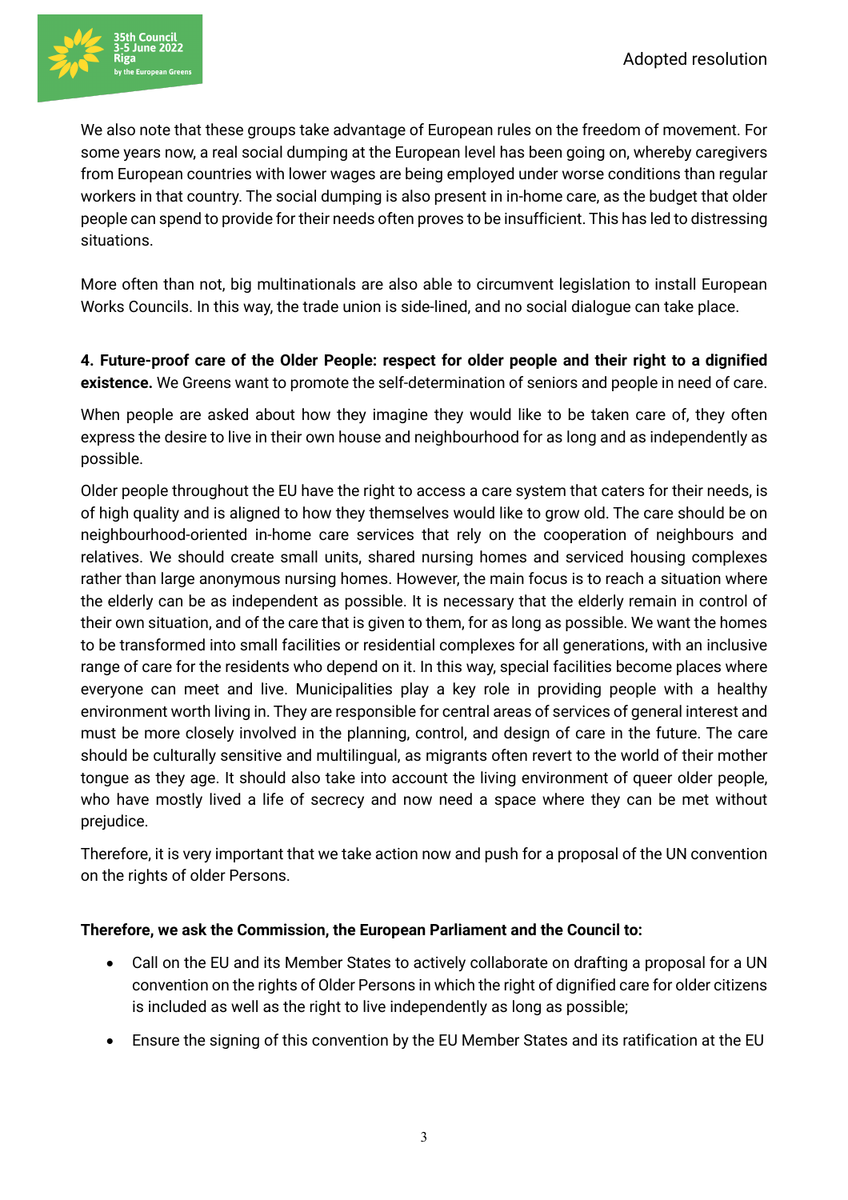We also note that these groups take advantage of European rules on the freedom of movement. For some years now, a real social dumping at the European level has been going on, whereby caregivers from European countries with lower wages are being employed under worse conditions than regular workers in that country. The social dumping is also present in in-home care, as the budget that older people can spend to provide for their needs often proves to be insufficient. This has led to distressing situations.

More often than not, big multinationals are also able to circumvent legislation to install European Works Councils. In this way, the trade union is side-lined, and no social dialogue can take place.

**4. Future-proof care of the Older People: respect for older people and their right to a dignified existence.** We Greens want to promote the self-determination of seniors and people in need of care.

When people are asked about how they imagine they would like to be taken care of, they often express the desire to live in their own house and neighbourhood for as long and as independently as possible.

Older people throughout the EU have the right to access a care system that caters for their needs, is of high quality and is aligned to how they themselves would like to grow old. The care should be on neighbourhood-oriented in-home care services that rely on the cooperation of neighbours and relatives. We should create small units, shared nursing homes and serviced housing complexes rather than large anonymous nursing homes. However, the main focus is to reach a situation where the elderly can be as independent as possible. It is necessary that the elderly remain in control of their own situation, and of the care that is given to them, for as long as possible. We want the homes to be transformed into small facilities or residential complexes for all generations, with an inclusive range of care for the residents who depend on it. In this way, special facilities become places where everyone can meet and live. Municipalities play a key role in providing people with a healthy environment worth living in. They are responsible for central areas of services of general interest and must be more closely involved in the planning, control, and design of care in the future. The care should be culturally sensitive and multilingual, as migrants often revert to the world of their mother tongue as they age. It should also take into account the living environment of queer older people, who have mostly lived a life of secrecy and now need a space where they can be met without prejudice.

Therefore, it is very important that we take action now and push for a proposal of the UN convention on the rights of older Persons.

**Therefore, we ask the Commission, the European Parliament and the Council to:**

- Call on the EU and its Member States to actively collaborate on drafting a proposal for a UN convention on the rights of Older Persons in which the right of dignified care for older citizens is included as well as the right to live independently as long as possible;
- Ensure the signing of this convention by the EU Member States and its ratification at the EU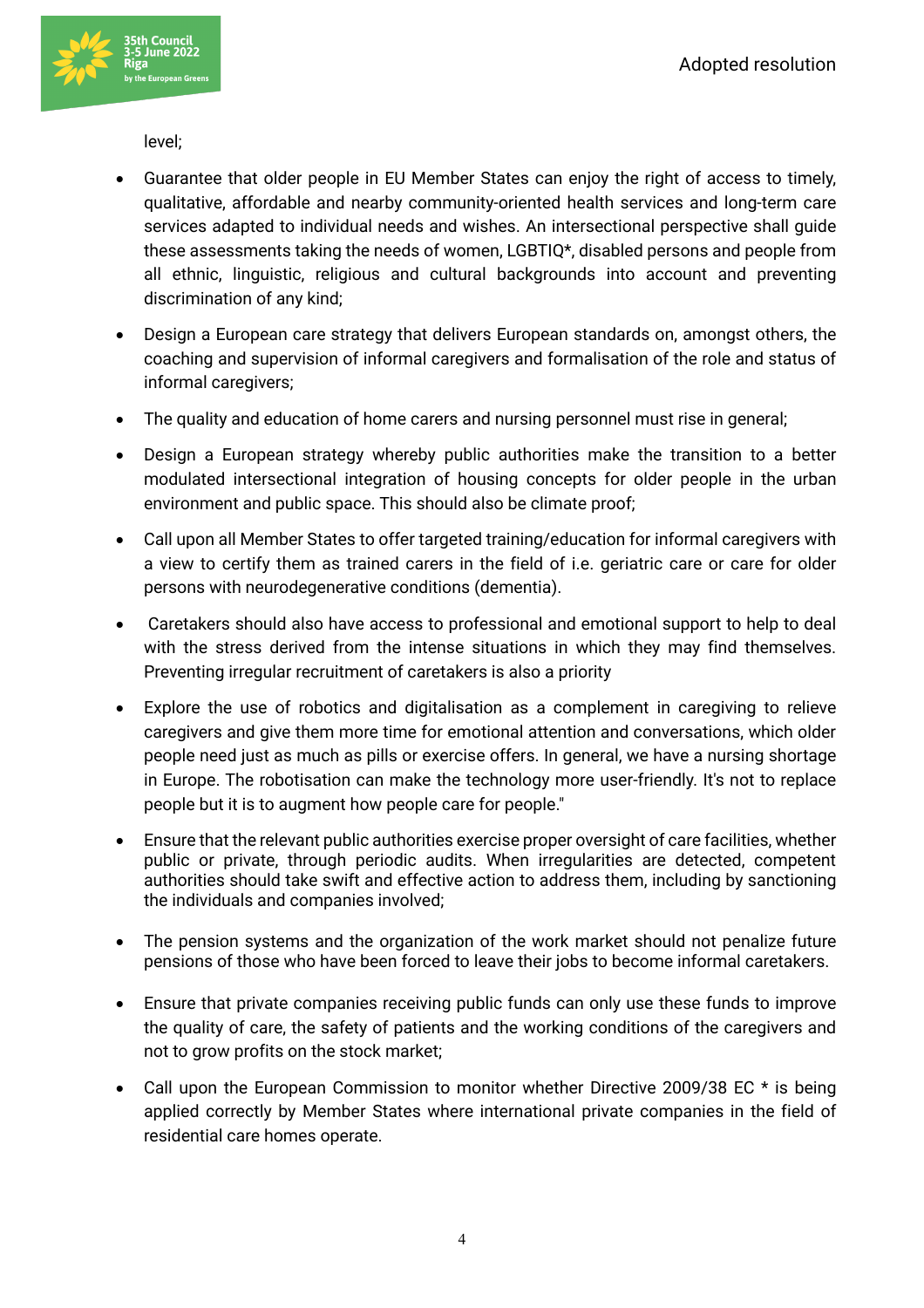level;

- Guarantee that older people in EU Member States can enjoy the right of access to timely, qualitative, affordable and nearby community-oriented health services and long-term care services adapted to individual needs and wishes. An intersectional perspective shall guide these assessments taking the needs of women, LGBTIQ*, disabled persons and people from all ethnic, linguistic, religious and cultural backgrounds into account and preventing discrimination of any kind;

- Design a European care strategy that delivers European standards on, amongst others, the coaching and supervision of informal caregivers and formalisation of the role and status of informal caregivers;

- The quality and education of home carers and nursing personnel must rise in general;

- Design a European strategy whereby public authorities make the transition to a better modulated intersectional integration of housing concepts for older people in the urban environment and public space. This should also be climate proof;

- Call upon all Member States to offer targeted training/education for informal caregivers with a view to certify them as trained carers in the field of i.e. geriatric care or care for older persons with neurodegenerative conditions (dementia).

- Caretakers should also have access to professional and emotional support to help to deal with the stress derived from the intense situations in which they may find themselves. Preventing irregular recruitment of caretakers is also a priority

- Explore the use of robotics and digitalisation as a complement in caregiving to relieve caregivers and give them more time for emotional attention and conversations, which older people need just as much as pills or exercise offers. In general, we have a nursing shortage in Europe. The robotisation can make the technology more user-friendly. It's not to replace people but it is to augment how people care for people."

- Ensure that the relevant public authorities exercise proper oversight of care facilities, whether public or private, through periodic audits. When irregularities are detected, competent authorities should take swift and effective action to address them, including by sanctioning the individuals and companies involved;

- The pension systems and the organization of the work market should not penalize future pensions of those who have been forced to leave their jobs to become informal caretakers.

- Ensure that private companies receiving public funds can only use these funds to improve the quality of care, the safety of patients and the working conditions of the caregivers and not to grow profits on the stock market;

- Call upon the European Commission to monitor whether Directive 2009/38 EC * is being applied correctly by Member States where international private companies in the field of residential care homes operate.